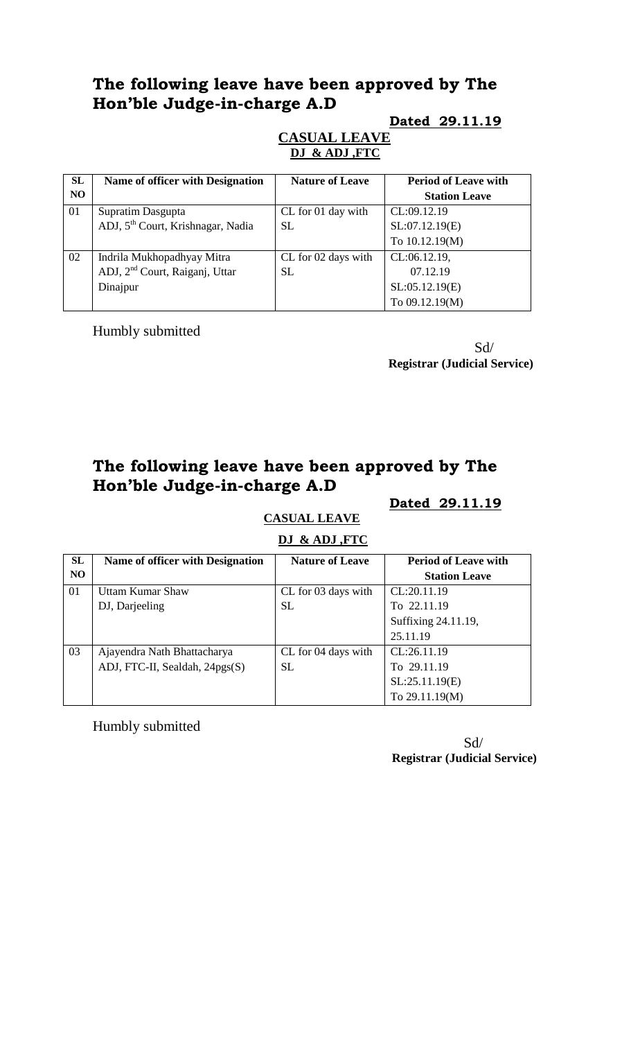## The following leave have been approved by The Hon'ble Judge-in-charge A.D

**Dated 29.11.19**

**CASUAL LEAVE**

**DJ & ADJ ,FTC**

| SL NO | Name of officer with Designation | Nature of Leave | Period of Leave with Station Leave |
|---|---|---|---|
| 01 | Supratim Dasgupta<br>ADJ, 5th Court, Krishnagar, Nadia | CL for 01 day with SL | CL:09.12.19<br>SL:07.12.19(E)<br>To 10.12.19(M) |
| 02 | Indrila Mukhopadhyay Mitra<br>ADJ, 2nd Court, Raiganj, Uttar Dinajpur | CL for 02 days with SL | CL:06.12.19,<br>07.12.19<br>SL:05.12.19(E)<br>To 09.12.19(M) |

Humbly submitted

Sd/
**Registrar (Judicial Service)**

## The following leave have been approved by The Hon'ble Judge-in-charge A.D

**Dated 29.11.19**

**CASUAL LEAVE**

**DJ & ADJ ,FTC**

| SL NO | Name of officer with Designation | Nature of Leave | Period of Leave with Station Leave |
|---|---|---|---|
| 01 | Uttam Kumar Shaw<br>DJ, Darjeeling | CL for 03 days with SL | CL:20.11.19<br>To 22.11.19<br>Suffixing 24.11.19,<br>25.11.19 |
| 03 | Ajayendra Nath Bhattacharya<br>ADJ, FTC-II, Sealdah, 24pgs(S) | CL for 04 days with SL | CL:26.11.19<br>To 29.11.19<br>SL:25.11.19(E)<br>To 29.11.19(M) |

Humbly submitted

Sd/
**Registrar (Judicial Service)**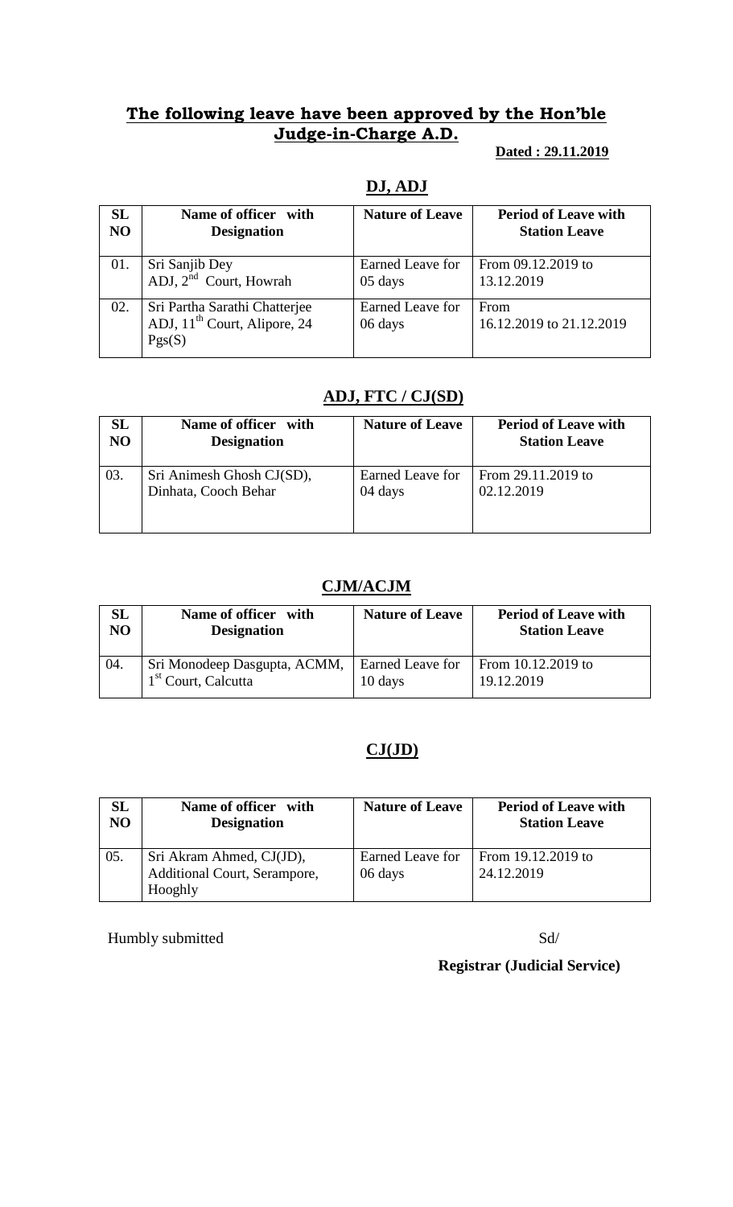## **The following leave have been approved by the Hon'ble Judge-in-Charge A.D.**

**Dated : 29.11.2019**

### **DJ, ADJ**

| SL NO | Name of officer with Designation | Nature of Leave | Period of Leave with Station Leave |
|---|---|---|---|
| 01. | Sri Sanjib Dey ADJ, 2nd Court, Howrah | Earned Leave for 05 days | From 09.12.2019 to 13.12.2019 |
| 02. | Sri Partha Sarathi Chatterjee ADJ, 11th Court, Alipore, 24 Pgs(S) | Earned Leave for 06 days | From 16.12.2019 to 21.12.2019 |

### **ADJ, FTC / CJ(SD)**

| SL NO | Name of officer with Designation | Nature of Leave | Period of Leave with Station Leave |
|---|---|---|---|
| 03. | Sri Animesh Ghosh CJ(SD), Dinhata, Cooch Behar | Earned Leave for 04 days | From 29.11.2019 to 02.12.2019 |

### **CJM/ACJM**

| SL NO | Name of officer with Designation | Nature of Leave | Period of Leave with Station Leave |
|---|---|---|---|
| 04. | Sri Monodeep Dasgupta, ACMM, 1st Court, Calcutta | Earned Leave for 10 days | From 10.12.2019 to 19.12.2019 |

### **CJ(JD)**

| SL NO | Name of officer with Designation | Nature of Leave | Period of Leave with Station Leave |
|---|---|---|---|
| 05. | Sri Akram Ahmed, CJ(JD), Additional Court, Serampore, Hooghly | Earned Leave for 06 days | From 19.12.2019 to 24.12.2019 |

Humbly submitted

Sd/

**Registrar (Judicial Service)**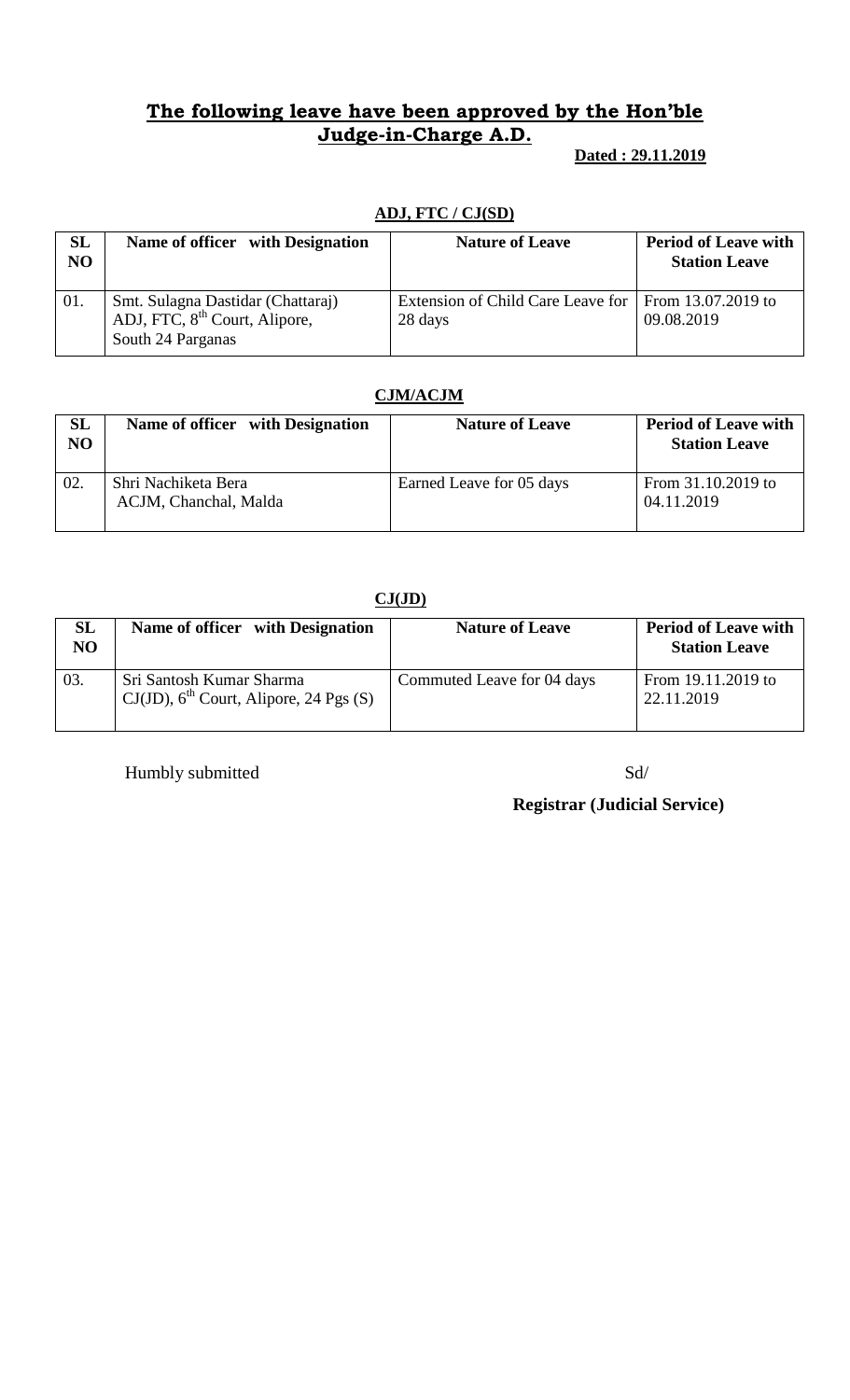# **The following leave have been approved by the Hon'ble Judge-in-Charge A.D.**

**Dated : 29.11.2019**

**ADJ, FTC / CJ(SD)**

| SL NO | Name of officer with Designation | Nature of Leave | Period of Leave with Station Leave |
|---|---|---|---|
| 01. | Smt. Sulagna Dastidar (Chattaraj) ADJ, FTC, 8th Court, Alipore, South 24 Parganas | Extension of Child Care Leave for 28 days | From 13.07.2019 to 09.08.2019 |

**CJM/ACJM**

| SL NO | Name of officer with Designation | Nature of Leave | Period of Leave with Station Leave |
|---|---|---|---|
| 02. | Shri Nachiketa Bera ACJM, Chanchal, Malda | Earned Leave for 05 days | From 31.10.2019 to 04.11.2019 |

**CJ(JD)**

| SL NO | Name of officer with Designation | Nature of Leave | Period of Leave with Station Leave |
|---|---|---|---|
| 03. | Sri Santosh Kumar Sharma CJ(JD), 6th Court, Alipore, 24 Pgs (S) | Commuted Leave for 04 days | From 19.11.2019 to 22.11.2019 |

Humbly submitted

Sd/

**Registrar (Judicial Service)**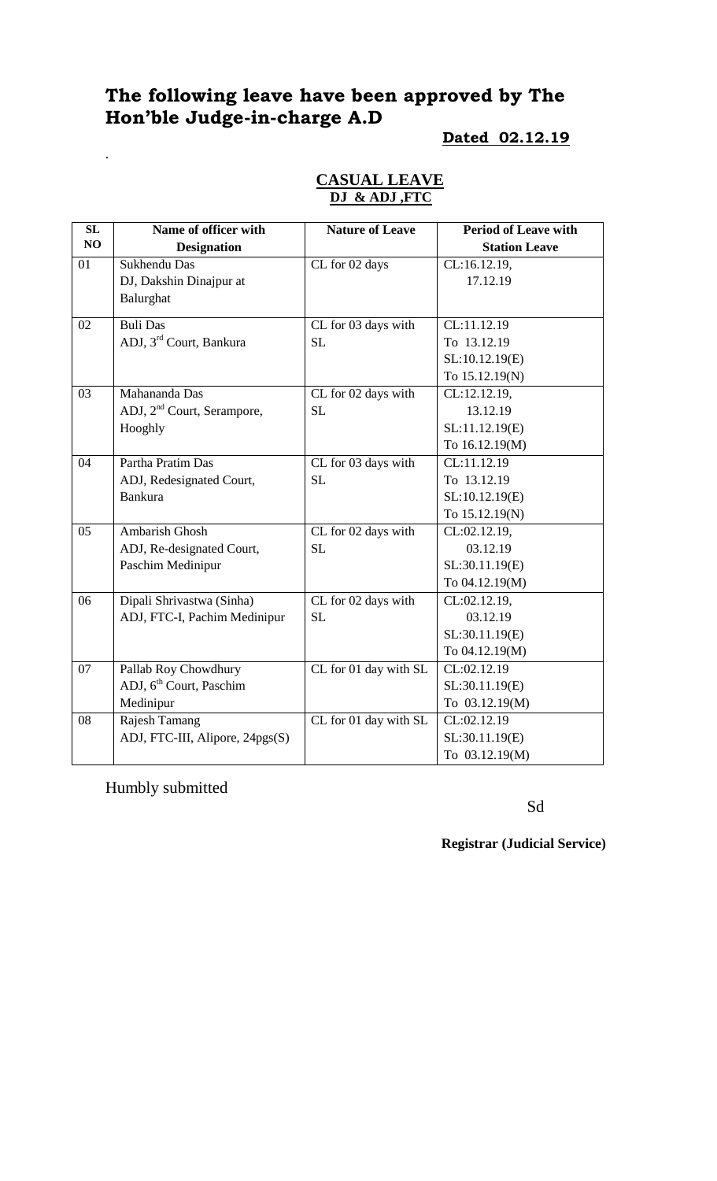# The following leave have been approved by The Hon'ble Judge-in-charge A.D

**Dated 02.12.19**

.

**CASUAL LEAVE**
**DJ & ADJ ,FTC**

| SL NO | Name of officer with Designation | Nature of Leave | Period of Leave with Station Leave |
|---|---|---|---|
| 01 | Sukhendu Das<br>DJ, Dakshin Dinajpur at Balurghat | CL for 02 days | CL:16.12.19,<br>17.12.19 |
| 02 | Buli Das<br>ADJ, 3rd Court, Bankura | CL for 03 days with SL | CL:11.12.19<br>To 13.12.19<br>SL:10.12.19(E)<br>To 15.12.19(N) |
| 03 | Mahananda Das<br>ADJ, 2nd Court, Serampore, Hooghly | CL for 02 days with SL | CL:12.12.19,<br>13.12.19<br>SL:11.12.19(E)<br>To 16.12.19(M) |
| 04 | Partha Pratim Das<br>ADJ, Redesignated Court, Bankura | CL for 03 days with SL | CL:11.12.19<br>To 13.12.19<br>SL:10.12.19(E)<br>To 15.12.19(N) |
| 05 | Ambarish Ghosh<br>ADJ, Re-designated Court, Paschim Medinipur | CL for 02 days with SL | CL:02.12.19,<br>03.12.19<br>SL:30.11.19(E)<br>To 04.12.19(M) |
| 06 | Dipali Shrivastwa (Sinha)<br>ADJ, FTC-I, Pachim Medinipur | CL for 02 days with SL | CL:02.12.19,<br>03.12.19<br>SL:30.11.19(E)<br>To 04.12.19(M) |
| 07 | Pallab Roy Chowdhury<br>ADJ, 6th Court, Paschim Medinipur | CL for 01 day with SL | CL:02.12.19<br>SL:30.11.19(E)<br>To 03.12.19(M) |
| 08 | Rajesh Tamang<br>ADJ, FTC-III, Alipore, 24pgs(S) | CL for 01 day with SL | CL:02.12.19<br>SL:30.11.19(E)<br>To 03.12.19(M) |

Humbly submitted

Sd

**Registrar (Judicial Service)**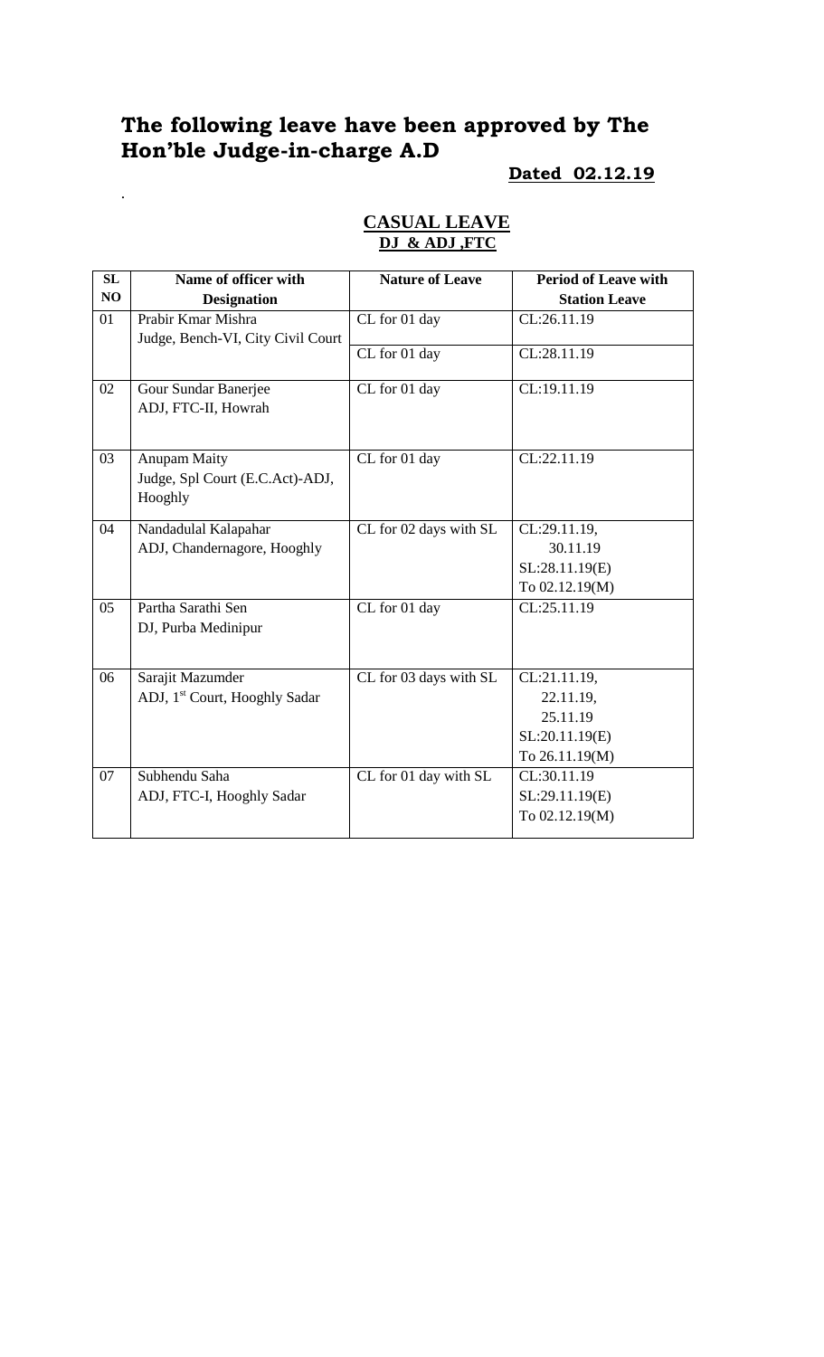# The following leave have been approved by The Hon'ble Judge-in-charge A.D

**Dated 02.12.19**

.

## CASUAL LEAVE
**DJ & ADJ ,FTC**

| SL NO | Name of officer with Designation | Nature of Leave | Period of Leave with Station Leave |
|---|---|---|---|
| 01 | Prabir Kmar Mishra<br>Judge, Bench-VI, City Civil Court | CL for 01 day | CL:26.11.19 |
| | | CL for 01 day | CL:28.11.19 |
| 02 | Gour Sundar Banerjee<br>ADJ, FTC-II, Howrah | CL for 01 day | CL:19.11.19 |
| 03 | Anupam Maity<br>Judge, Spl Court (E.C.Act)-ADJ, Hooghly | CL for 01 day | CL:22.11.19 |
| 04 | Nandadulal Kalapahar<br>ADJ, Chandernagore, Hooghly | CL for 02 days with SL | CL:29.11.19,<br>30.11.19<br>SL:28.11.19(E)<br>To 02.12.19(M) |
| 05 | Partha Sarathi Sen<br>DJ, Purba Medinipur | CL for 01 day | CL:25.11.19 |
| 06 | Sarajit Mazumder<br>ADJ, 1st Court, Hooghly Sadar | CL for 03 days with SL | CL:21.11.19,<br>22.11.19,<br>25.11.19<br>SL:20.11.19(E)<br>To 26.11.19(M) |
| 07 | Subhendu Saha<br>ADJ, FTC-I, Hooghly Sadar | CL for 01 day with SL | CL:30.11.19<br>SL:29.11.19(E)<br>To 02.12.19(M) |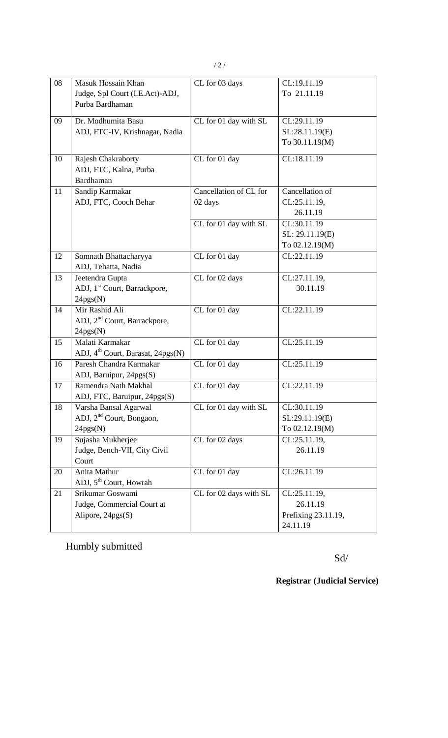| 08 | Masuk Hossain Khan<br>Judge, Spl Court (I.E.Act)-ADJ, Purba Bardhaman | CL for 03 days | CL:19.11.19<br>To 21.11.19 |
|---|---|---|---|
| 09 | Dr. Modhumita Basu<br>ADJ, FTC-IV, Krishnagar, Nadia | CL for 01 day with SL | CL:29.11.19<br>SL:28.11.19(E)<br>To 30.11.19(M) |
| 10 | Rajesh Chakraborty<br>ADJ, FTC, Kalna, Purba Bardhaman | CL for 01 day | CL:18.11.19 |
| 11 | Sandip Karmakar<br>ADJ, FTC, Cooch Behar | Cancellation of CL for 02 days | Cancellation of CL:25.11.19, 26.11.19 |
| | | CL for 01 day with SL | CL:30.11.19<br>SL: 29.11.19(E)<br>To 02.12.19(M) |
| 12 | Somnath Bhattacharyya<br>ADJ, Tehatta, Nadia | CL for 01 day | CL:22.11.19 |
| 13 | Jeetendra Gupta<br>ADJ, 1st Court, Barrackpore, 24pgs(N) | CL for 02 days | CL:27.11.19, 30.11.19 |
| 14 | Mir Rashid Ali<br>ADJ, 2nd Court, Barrackpore, 24pgs(N) | CL for 01 day | CL:22.11.19 |
| 15 | Malati Karmakar<br>ADJ, 4th Court, Barasat, 24pgs(N) | CL for 01 day | CL:25.11.19 |
| 16 | Paresh Chandra Karmakar<br>ADJ, Baruipur, 24pgs(S) | CL for 01 day | CL:25.11.19 |
| 17 | Ramendra Nath Makhal<br>ADJ, FTC, Baruipur, 24pgs(S) | CL for 01 day | CL:22.11.19 |
| 18 | Varsha Bansal Agarwal<br>ADJ, 2nd Court, Bongaon, 24pgs(N) | CL for 01 day with SL | CL:30.11.19<br>SL:29.11.19(E)<br>To 02.12.19(M) |
| 19 | Sujasha Mukherjee<br>Judge, Bench-VII, City Civil Court | CL for 02 days | CL:25.11.19, 26.11.19 |
| 20 | Anita Mathur<br>ADJ, 5th Court, Howrah | CL for 01 day | CL:26.11.19 |
| 21 | Srikumar Goswami<br>Judge, Commercial Court at Alipore, 24pgs(S) | CL for 02 days with SL | CL:25.11.19, 26.11.19<br>Prefixing 23.11.19, 24.11.19 |

Humbly submitted

Sd/

**Registrar (Judicial Service)**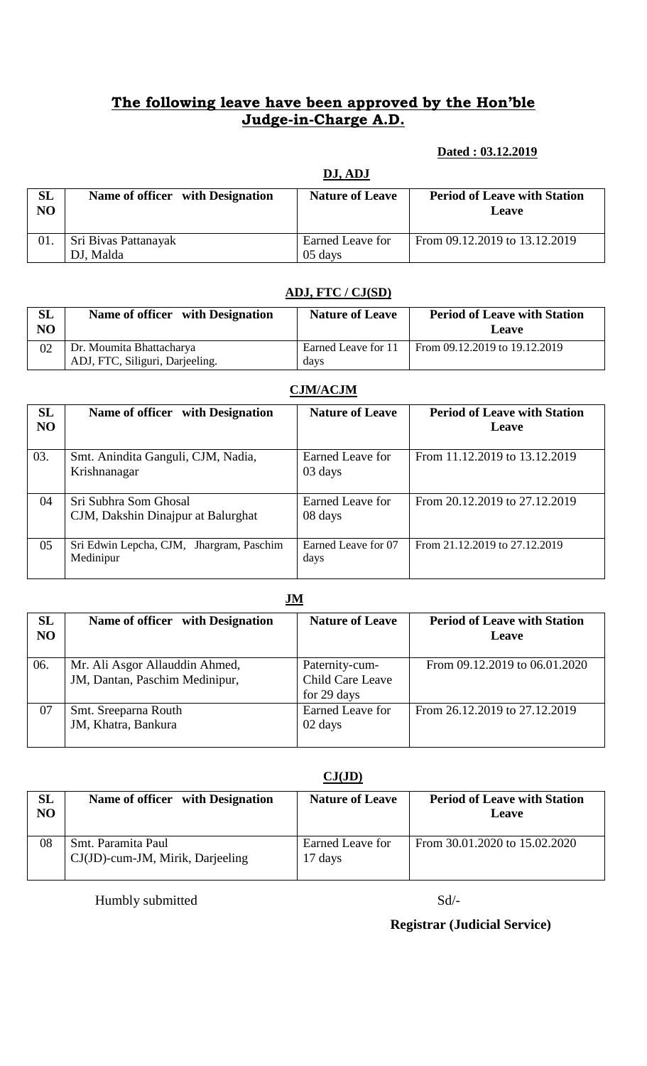# **The following leave have been approved by the Hon'ble Judge-in-Charge A.D.**

**Dated : 03.12.2019**

## **DJ, ADJ**

| SL NO | Name of officer with Designation | Nature of Leave | Period of Leave with Station Leave |
|---|---|---|---|
| 01. | Sri Bivas Pattanayak<br>DJ, Malda | Earned Leave for 05 days | From 09.12.2019 to 13.12.2019 |

## **ADJ, FTC / CJ(SD)**

| SL NO | Name of officer with Designation | Nature of Leave | Period of Leave with Station Leave |
|---|---|---|---|
| 02 | Dr. Moumita Bhattacharya<br>ADJ, FTC, Siliguri, Darjeeling. | Earned Leave for 11 days | From 09.12.2019 to 19.12.2019 |

## **CJM/ACJM**

| SL NO | Name of officer with Designation | Nature of Leave | Period of Leave with Station Leave |
|---|---|---|---|
| 03. | Smt. Anindita Ganguli, CJM, Nadia, Krishnanagar | Earned Leave for 03 days | From 11.12.2019 to 13.12.2019 |
| 04 | Sri Subhra Som Ghosal<br>CJM, Dakshin Dinajpur at Balurghat | Earned Leave for 08 days | From 20.12.2019 to 27.12.2019 |
| 05 | Sri Edwin Lepcha, CJM, Jhargram, Paschim Medinipur | Earned Leave for 07 days | From 21.12.2019 to 27.12.2019 |

## **JM**

| SL NO | Name of officer with Designation | Nature of Leave | Period of Leave with Station Leave |
|---|---|---|---|
| 06. | Mr. Ali Asgor Allauddin Ahmed,<br>JM, Dantan, Paschim Medinipur, | Paternity-cum-Child Care Leave for 29 days | From 09.12.2019 to 06.01.2020 |
| 07 | Smt. Sreeparna Routh<br>JM, Khatra, Bankura | Earned Leave for 02 days | From 26.12.2019 to 27.12.2019 |

## **CJ(JD)**

| SL NO | Name of officer with Designation | Nature of Leave | Period of Leave with Station Leave |
|---|---|---|---|
| 08 | Smt. Paramita Paul<br>CJ(JD)-cum-JM, Mirik, Darjeeling | Earned Leave for 17 days | From 30.01.2020 to 15.02.2020 |

Humbly submitted

Sd/-

**Registrar (Judicial Service)**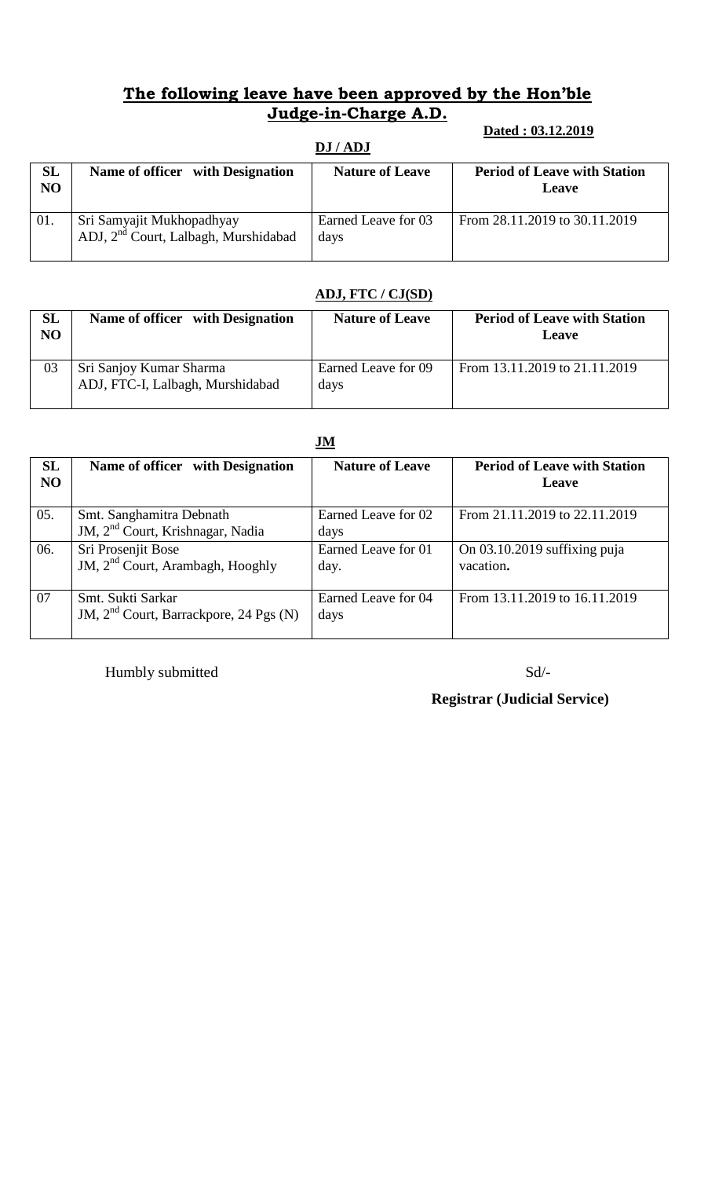## The following leave have been approved by the Hon'ble Judge-in-Charge A.D.

**Dated : 03.12.2019**

**DJ / ADJ**

| SL NO | Name of officer with Designation | Nature of Leave | Period of Leave with Station Leave |
|---|---|---|---|
| 01. | Sri Samyajit Mukhopadhyay<br>ADJ, 2nd Court, Lalbagh, Murshidabad | Earned Leave for 03 days | From 28.11.2019 to 30.11.2019 |

**ADJ, FTC / CJ(SD)**

| SL NO | Name of officer with Designation | Nature of Leave | Period of Leave with Station Leave |
|---|---|---|---|
| 03 | Sri Sanjoy Kumar Sharma<br>ADJ, FTC-I, Lalbagh, Murshidabad | Earned Leave for 09 days | From 13.11.2019 to 21.11.2019 |

**JM**

| SL NO | Name of officer with Designation | Nature of Leave | Period of Leave with Station Leave |
|---|---|---|---|
| 05. | Smt. Sanghamitra Debnath<br>JM, 2nd Court, Krishnagar, Nadia | Earned Leave for 02 days | From 21.11.2019 to 22.11.2019 |
| 06. | Sri Prosenjit Bose<br>JM, 2nd Court, Arambagh, Hooghly | Earned Leave for 01 day. | On 03.10.2019 suffixing puja vacation. |
| 07 | Smt. Sukti Sarkar<br>JM, 2nd Court, Barrackpore, 24 Pgs (N) | Earned Leave for 04 days | From 13.11.2019 to 16.11.2019 |

Humbly submitted

Sd/-

**Registrar (Judicial Service)**